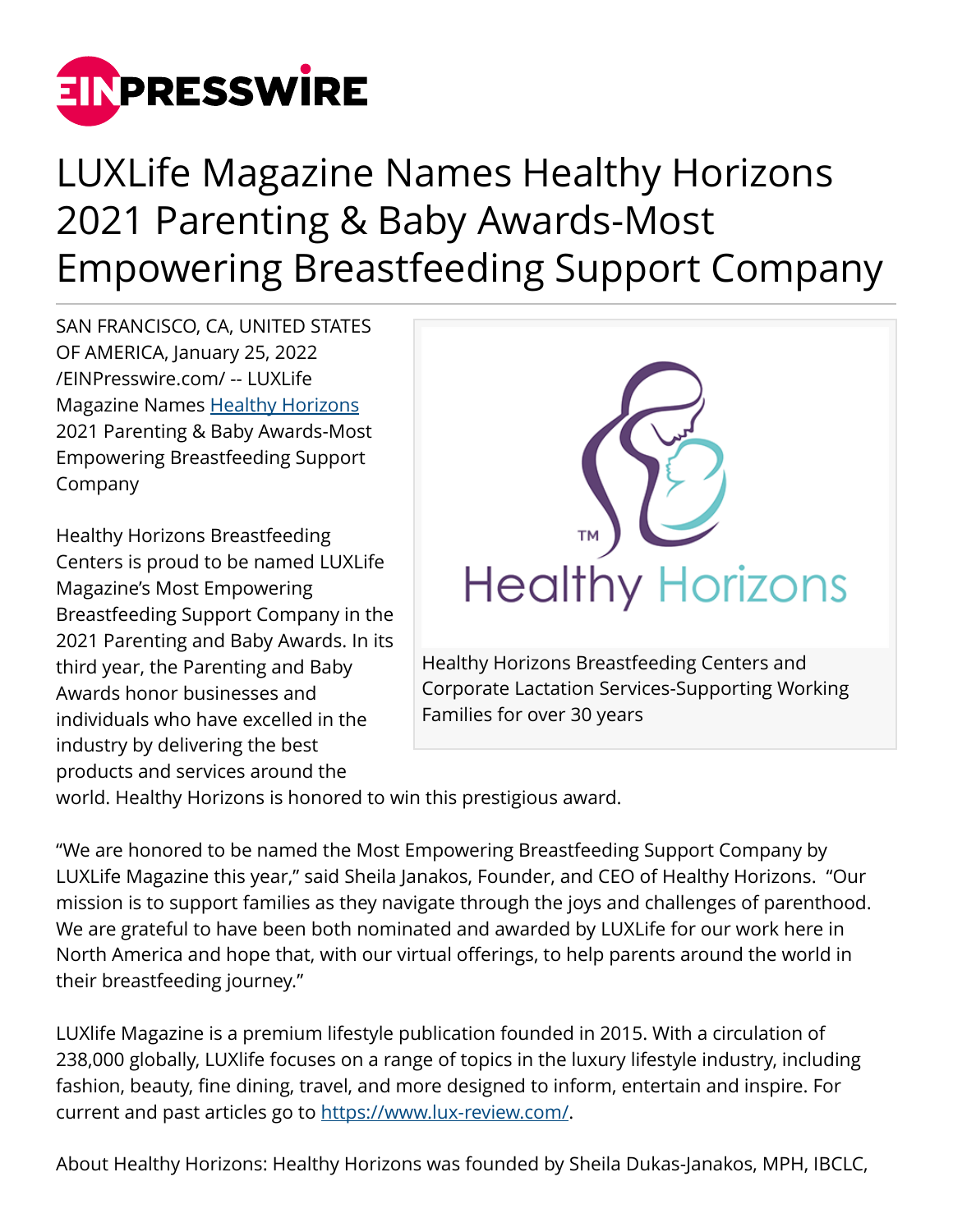# LUXLife Magazine Names Healthy Horizons 2021 Parenting & Baby Awards-Most Empowering Breastfeeding Support Company

SAN FRANCISCO, CA, UNITED STATES OF AMERICA, January 25, 2022 /EINPresswire.com/ -- LUXLife Magazine Names Healthy Horizons 2021 Parenting & Baby Awards-Most Empowering Breastfeeding Support Company

Healthy Horizons Breastfeeding Centers and Corporate Lactation Services-Supporting Working Families for over 30 years

Healthy Horizons Breastfeeding Centers is proud to be named LUXLife Magazine's Most Empowering Breastfeeding Support Company in the 2021 Parenting and Baby Awards. In its third year, the Parenting and Baby Awards honor businesses and individuals who have excelled in the industry by delivering the best products and services around the world. Healthy Horizons is honored to win this prestigious award.

"We are honored to be named the Most Empowering Breastfeeding Support Company by LUXLife Magazine this year," said Sheila Janakos, Founder, and CEO of Healthy Horizons. "Our mission is to support families as they navigate through the joys and challenges of parenthood. We are grateful to have been both nominated and awarded by LUXLife for our work here in North America and hope that, with our virtual offerings, to help parents around the world in their breastfeeding journey."

LUXlife Magazine is a premium lifestyle publication founded in 2015. With a circulation of 238,000 globally, LUXlife focuses on a range of topics in the luxury lifestyle industry, including fashion, beauty, fine dining, travel, and more designed to inform, entertain and inspire. For current and past articles go to https://www.lux-review.com/.

About Healthy Horizons: Healthy Horizons was founded by Sheila Dukas-Janakos, MPH, IBCLC,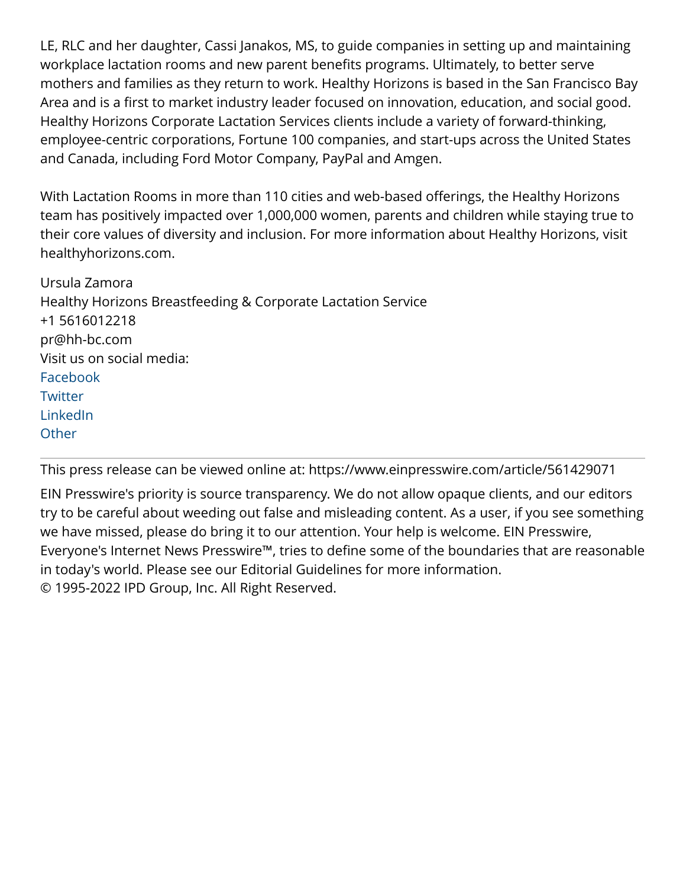LE, RLC and her daughter, Cassi Janakos, MS, to guide companies in setting up and maintaining workplace lactation rooms and new parent benefits programs. Ultimately, to better serve mothers and families as they return to work. Healthy Horizons is based in the San Francisco Bay Area and is a first to market industry leader focused on innovation, education, and social good. Healthy Horizons Corporate Lactation Services clients include a variety of forward-thinking, employee-centric corporations, Fortune 100 companies, and start-ups across the United States and Canada, including Ford Motor Company, PayPal and Amgen.

With Lactation Rooms in more than 110 cities and web-based offerings, the Healthy Horizons team has positively impacted over 1,000,000 women, parents and children while staying true to their core values of diversity and inclusion. For more information about Healthy Horizons, visit healthyhorizons.com.

Ursula Zamora
Healthy Horizons Breastfeeding & Corporate Lactation Service
+1 5616012218
pr@hh-bc.com
Visit us on social media:
Facebook
Twitter
LinkedIn
Other

---

This press release can be viewed online at: https://www.einpresswire.com/article/561429071

EIN Presswire's priority is source transparency. We do not allow opaque clients, and our editors try to be careful about weeding out false and misleading content. As a user, if you see something we have missed, please do bring it to our attention. Your help is welcome. EIN Presswire, Everyone's Internet News Presswire™, tries to define some of the boundaries that are reasonable in today's world. Please see our Editorial Guidelines for more information.
© 1995-2022 IPD Group, Inc. All Right Reserved.